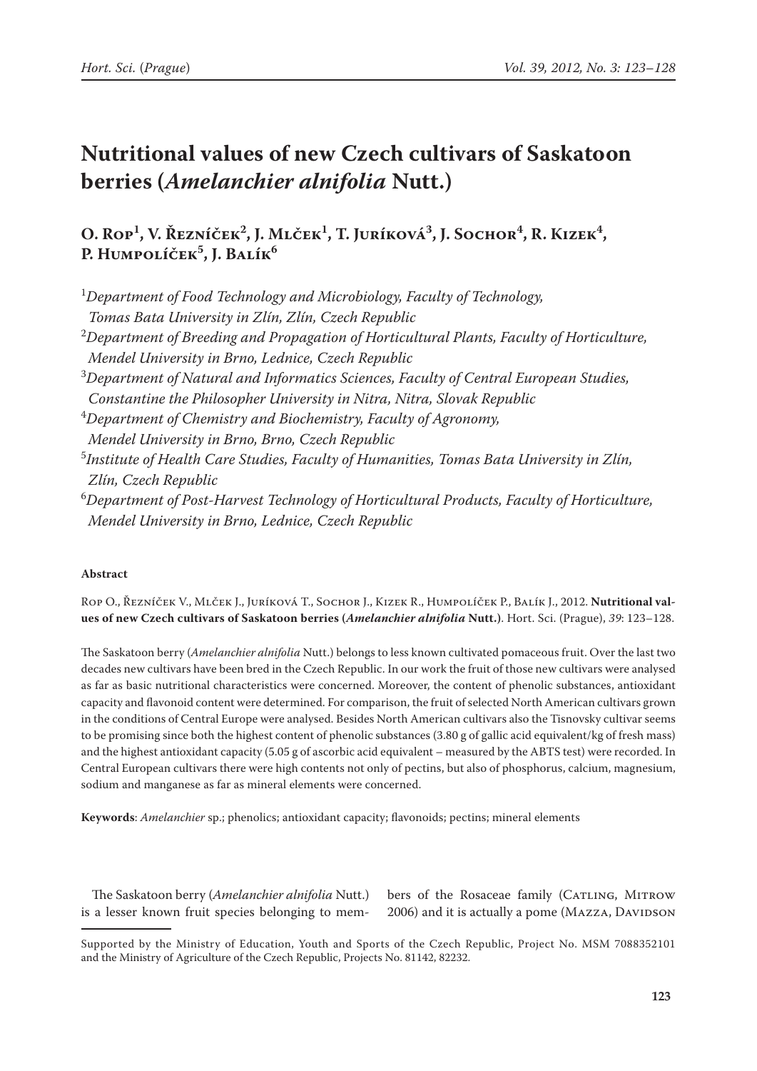# Nutritional values of new Czech cultivars of Saskatoon berries (*Amelanchier alnifolia* Nutt.)

**O. Rop[1], V. Řezníček[2], J. Mlček[1], T. Juríková[3], J. Sochor[4], R. Kizek[4], P. Humpolíček[5], J. Balík[6]**

[1]*Department of Food Technology and Microbiology, Faculty of Technology, Tomas Bata University in Zlín, Zlín, Czech Republic*

[2]*Department of Breeding and Propagation of Horticultural Plants, Faculty of Horticulture, Mendel University in Brno, Lednice, Czech Republic*

[3]*Department of Natural and Informatics Sciences, Faculty of Central European Studies, Constantine the Philosopher University in Nitra, Nitra, Slovak Republic*

[4]*Department of Chemistry and Biochemistry, Faculty of Agronomy, Mendel University in Brno, Brno, Czech Republic*

[5]*Institute of Health Care Studies, Faculty of Humanities, Tomas Bata University in Zlín, Zlín, Czech Republic*

[6]*Department of Post-Harvest Technology of Horticultural Products, Faculty of Horticulture, Mendel University in Brno, Lednice, Czech Republic*

**Abstract**

Rop O., Řezníček V., Mlček J., Juríková T., Sochor J., Kizek R., Humpolíček P., Balík J., 2012. **Nutritional values of new Czech cultivars of Saskatoon berries (*Amelanchier alnifolia* Nutt.)**. Hort. Sci. (Prague), *39*: 123–128.

The Saskatoon berry (*Amelanchier alnifolia* Nutt.) belongs to less known cultivated pomaceous fruit. Over the last two decades new cultivars have been bred in the Czech Republic. In our work the fruit of those new cultivars were analysed as far as basic nutritional characteristics were concerned. Moreover, the content of phenolic substances, antioxidant capacity and flavonoid content were determined. For comparison, the fruit of selected North American cultivars grown in the conditions of Central Europe were analysed. Besides North American cultivars also the Tisnovsky cultivar seems to be promising since both the highest content of phenolic substances (3.80 g of gallic acid equivalent/kg of fresh mass) and the highest antioxidant capacity (5.05 g of ascorbic acid equivalent – measured by the ABTS test) were recorded. In Central European cultivars there were high contents not only of pectins, but also of phosphorus, calcium, magnesium, sodium and manganese as far as mineral elements were concerned.

**Keywords**: *Amelanchier* sp.; phenolics; antioxidant capacity; flavonoids; pectins; mineral elements

The Saskatoon berry (*Amelanchier alnifolia* Nutt.) is a lesser known fruit species belonging to members of the Rosaceae family (Catling, Mitrow 2006) and it is actually a pome (Mazza, Davidson

Supported by the Ministry of Education, Youth and Sports of the Czech Republic, Project No. MSM 7088352101 and the Ministry of Agriculture of the Czech Republic, Projects No. 81142, 82232.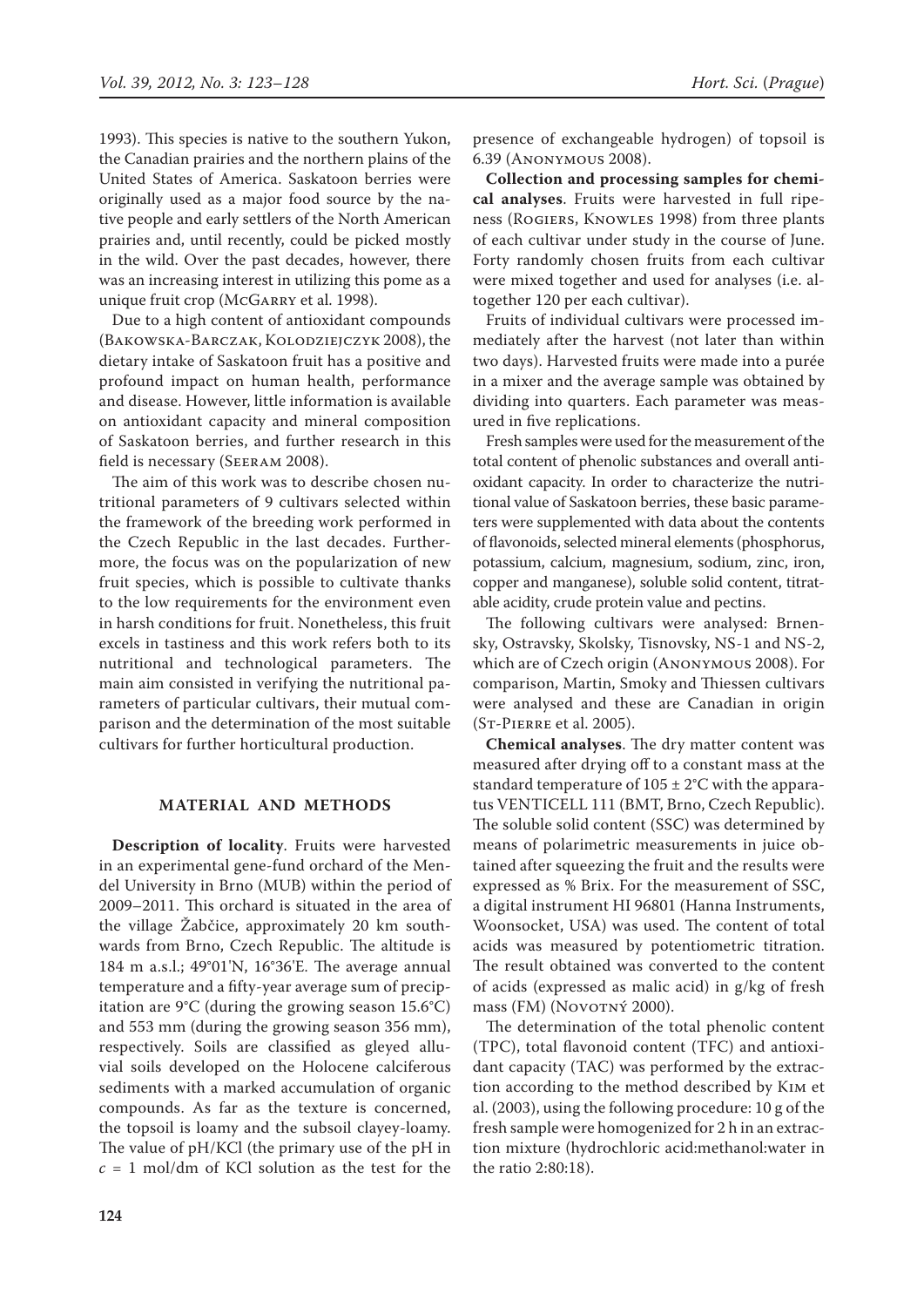1993). This species is native to the southern Yukon, the Canadian prairies and the northern plains of the United States of America. Saskatoon berries were originally used as a major food source by the native people and early settlers of the North American prairies and, until recently, could be picked mostly in the wild. Over the past decades, however, there was an increasing interest in utilizing this pome as a unique fruit crop (McGarry et al. 1998).

Due to a high content of antioxidant compounds (Bakowska-Barczak, Kolodziejczyk 2008), the dietary intake of Saskatoon fruit has a positive and profound impact on human health, performance and disease. However, little information is available on antioxidant capacity and mineral composition of Saskatoon berries, and further research in this field is necessary (Seeram 2008).

The aim of this work was to describe chosen nutritional parameters of 9 cultivars selected within the framework of the breeding work performed in the Czech Republic in the last decades. Furthermore, the focus was on the popularization of new fruit species, which is possible to cultivate thanks to the low requirements for the environment even in harsh conditions for fruit. Nonetheless, this fruit excels in tastiness and this work refers both to its nutritional and technological parameters. The main aim consisted in verifying the nutritional parameters of particular cultivars, their mutual comparison and the determination of the most suitable cultivars for further horticultural production.

## MATERIAL AND METHODS

**Description of locality**. Fruits were harvested in an experimental gene-fund orchard of the Mendel University in Brno (MUB) within the period of 2009–2011. This orchard is situated in the area of the village Žabčice, approximately 20 km southwards from Brno, Czech Republic. The altitude is 184 m a.s.l.; 49°01'N, 16°36'E. The average annual temperature and a fifty-year average sum of precipitation are 9°C (during the growing season 15.6°C) and 553 mm (during the growing season 356 mm), respectively. Soils are classified as gleyed alluvial soils developed on the Holocene calciferous sediments with a marked accumulation of organic compounds. As far as the texture is concerned, the topsoil is loamy and the subsoil clayey-loamy. The value of pH/KCl (the primary use of the pH in $c$ = 1 mol/dm of KCl solution as the test for the presence of exchangeable hydrogen) of topsoil is 6.39 (Anonymous 2008).

**Collection and processing samples for chemical analyses**. Fruits were harvested in full ripeness (Rogiers, Knowles 1998) from three plants of each cultivar under study in the course of June. Forty randomly chosen fruits from each cultivar were mixed together and used for analyses (i.e. altogether 120 per each cultivar).

Fruits of individual cultivars were processed immediately after the harvest (not later than within two days). Harvested fruits were made into a purée in a mixer and the average sample was obtained by dividing into quarters. Each parameter was measured in five replications.

Fresh samples were used for the measurement of the total content of phenolic substances and overall antioxidant capacity. In order to characterize the nutritional value of Saskatoon berries, these basic parameters were supplemented with data about the contents of flavonoids, selected mineral elements (phosphorus, potassium, calcium, magnesium, sodium, zinc, iron, copper and manganese), soluble solid content, titratable acidity, crude protein value and pectins.

The following cultivars were analysed: Brnensky, Ostravsky, Skolsky, Tisnovsky, NS-1 and NS-2, which are of Czech origin (Anonymous 2008). For comparison, Martin, Smoky and Thiessen cultivars were analysed and these are Canadian in origin (St-Pierre et al. 2005).

**Chemical analyses**. The dry matter content was measured after drying off to a constant mass at the standard temperature of 105 ± 2°C with the apparatus VENTICELL 111 (BMT, Brno, Czech Republic). The soluble solid content (SSC) was determined by means of polarimetric measurements in juice obtained after squeezing the fruit and the results were expressed as % Brix. For the measurement of SSC, a digital instrument HI 96801 (Hanna Instruments, Woonsocket, USA) was used. The content of total acids was measured by potentiometric titration. The result obtained was converted to the content of acids (expressed as malic acid) in g/kg of fresh mass (FM) (Novotný 2000).

The determination of the total phenolic content (TPC), total flavonoid content (TFC) and antioxidant capacity (TAC) was performed by the extraction according to the method described by Kim et al. (2003), using the following procedure: 10 g of the fresh sample were homogenized for 2 h in an extraction mixture (hydrochloric acid:methanol:water in the ratio 2:80:18).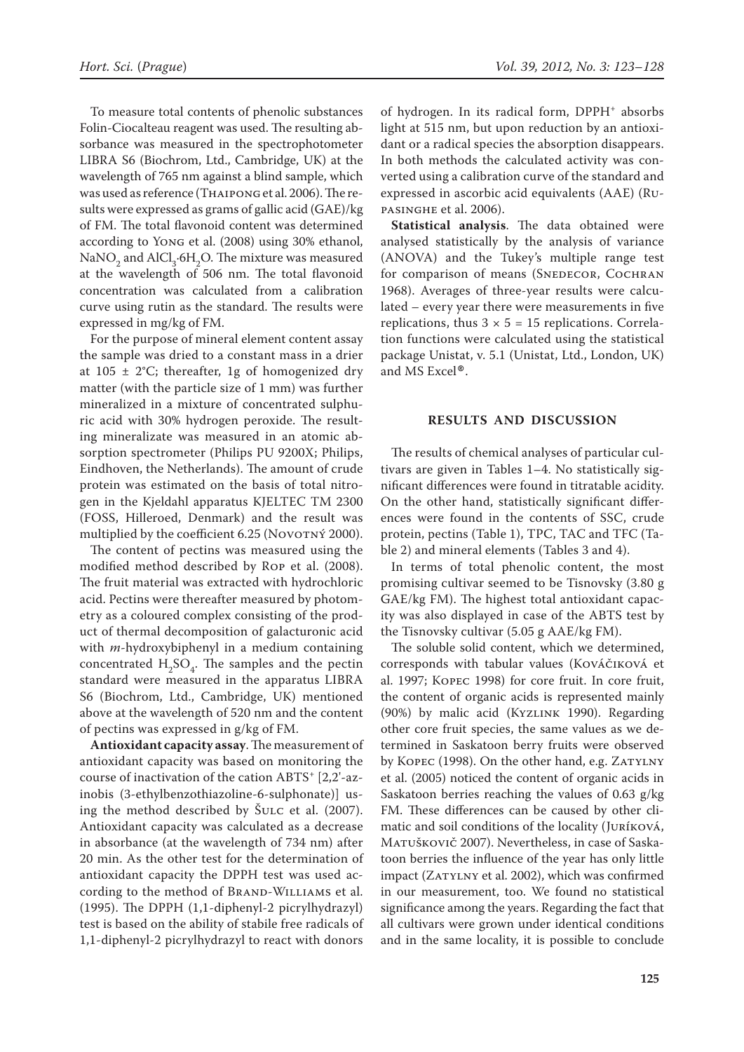To measure total contents of phenolic substances Folin-Ciocalteau reagent was used. The resulting absorbance was measured in the spectrophotometer LIBRA S6 (Biochrom, Ltd., Cambridge, UK) at the wavelength of 765 nm against a blind sample, which was used as reference (Thaipong et al. 2006). The results were expressed as grams of gallic acid (GAE)/kg of FM. The total flavonoid content was determined according to Yong et al. (2008) using 30% ethanol, $NaNO_2$ and $AlCl_3{\cdot}6H_2O$. The mixture was measured at the wavelength of 506 nm. The total flavonoid concentration was calculated from a calibration curve using rutin as the standard. The results were expressed in mg/kg of FM.

For the purpose of mineral element content assay the sample was dried to a constant mass in a drier at 105 ± 2°C; thereafter, 1g of homogenized dry matter (with the particle size of 1 mm) was further mineralized in a mixture of concentrated sulphuric acid with 30% hydrogen peroxide. The resulting mineralizate was measured in an atomic absorption spectrometer (Philips PU 9200X; Philips, Eindhoven, the Netherlands). The amount of crude protein was estimated on the basis of total nitrogen in the Kjeldahl apparatus KJELTEC TM 2300 (FOSS, Hilleroed, Denmark) and the result was multiplied by the coefficient 6.25 (Novotný 2000).

The content of pectins was measured using the modified method described by Rop et al. (2008). The fruit material was extracted with hydrochloric acid. Pectins were thereafter measured by photometry as a coloured complex consisting of the product of thermal decomposition of galacturonic acid with *m*-hydroxybiphenyl in a medium containing concentrated $H_2SO_4$. The samples and the pectin standard were measured in the apparatus LIBRA S6 (Biochrom, Ltd., Cambridge, UK) mentioned above at the wavelength of 520 nm and the content of pectins was expressed in g/kg of FM.

**Antioxidant capacity assay**. The measurement of antioxidant capacity was based on monitoring the course of inactivation of the cation $ABTS^+$ [2,2'-azinobis (3-ethylbenzothiazoline-6-sulphonate)] using the method described by Šulc et al. (2007). Antioxidant capacity was calculated as a decrease in absorbance (at the wavelength of 734 nm) after 20 min. As the other test for the determination of antioxidant capacity the DPPH test was used according to the method of Brand-Williams et al. (1995). The DPPH (1,1-diphenyl-2 picrylhydrazyl) test is based on the ability of stabile free radicals of 1,1-diphenyl-2 picrylhydrazyl to react with donors of hydrogen. In its radical form, $DPPH^+$ absorbs light at 515 nm, but upon reduction by an antioxidant or a radical species the absorption disappears. In both methods the calculated activity was converted using a calibration curve of the standard and expressed in ascorbic acid equivalents (AAE) (Rupasinghe et al. 2006).

**Statistical analysis**. The data obtained were analysed statistically by the analysis of variance (ANOVA) and the Tukey's multiple range test for comparison of means (Snedecor, Cochran 1968). Averages of three-year results were calculated – every year there were measurements in five replications, thus $3 \times 5 = 15$ replications. Correlation functions were calculated using the statistical package Unistat, v. 5.1 (Unistat, Ltd., London, UK) and MS Excel®.

## RESULTS AND DISCUSSION

The results of chemical analyses of particular cultivars are given in Tables 1–4. No statistically significant differences were found in titratable acidity. On the other hand, statistically significant differences were found in the contents of SSC, crude protein, pectins (Table 1), TPC, TAC and TFC (Table 2) and mineral elements (Tables 3 and 4).

In terms of total phenolic content, the most promising cultivar seemed to be Tisnovsky (3.80 g GAE/kg FM). The highest total antioxidant capacity was also displayed in case of the ABTS test by the Tisnovsky cultivar (5.05 g AAE/kg FM).

The soluble solid content, which we determined, corresponds with tabular values (Kováčiková et al. 1997; Kopec 1998) for core fruit. In core fruit, the content of organic acids is represented mainly (90%) by malic acid (Kyzlink 1990). Regarding other core fruit species, the same values as we determined in Saskatoon berry fruits were observed by Kopec (1998). On the other hand, e.g. Zatylny et al. (2005) noticed the content of organic acids in Saskatoon berries reaching the values of 0.63 g/kg FM. These differences can be caused by other climatic and soil conditions of the locality (Juríková, Matuškovič 2007). Nevertheless, in case of Saskatoon berries the influence of the year has only little impact (Zatylny et al. 2002), which was confirmed in our measurement, too. We found no statistical significance among the years. Regarding the fact that all cultivars were grown under identical conditions and in the same locality, it is possible to conclude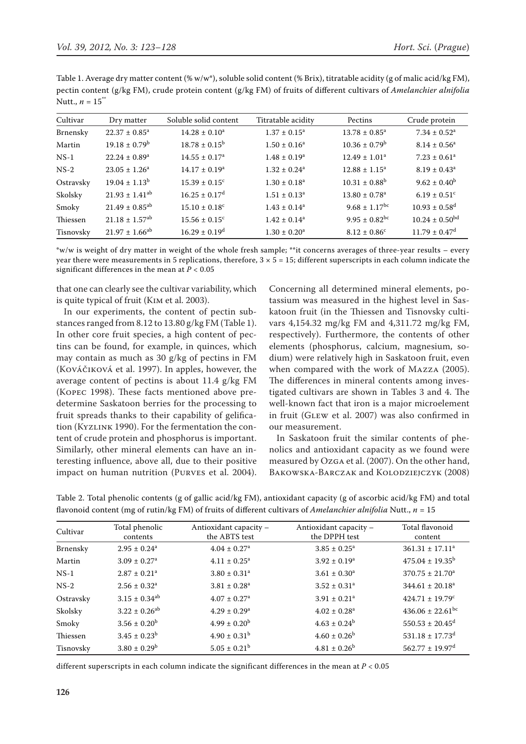Table 1. Average dry matter content (% w/w*), soluble solid content (% Brix), titratable acidity (g of malic acid/kg FM), pectin content (g/kg FM), crude protein content (g/kg FM) of fruits of different cultivars of *Amelanchier alnifolia* Nutt., $n = 15^{**}$

| Cultivar | Dry matter | Soluble solid content | Titratable acidity | Pectins | Crude protein |
|---|---|---|---|---|---|
| Brnensky | $22.37 \pm 0.85^{a}$ | $14.28 \pm 0.10^{a}$ | $1.37 \pm 0.15^{a}$ | $13.78 \pm 0.85^{a}$ | $7.34 \pm 0.52^{a}$ |
| Martin | $19.18 \pm 0.79^{b}$ | $18.78 \pm 0.15^{b}$ | $1.50 \pm 0.16^{a}$ | $10.36 \pm 0.79^{b}$ | $8.14 \pm 0.56^{a}$ |
| NS-1 | $22.24 \pm 0.89^{a}$ | $14.55 \pm 0.17^{a}$ | $1.48 \pm 0.19^{a}$ | $12.49 \pm 1.01^{a}$ | $7.23 \pm 0.61^{a}$ |
| NS-2 | $23.05 \pm 1.26^{a}$ | $14.17 \pm 0.19^{a}$ | $1.32 \pm 0.24^{a}$ | $12.88 \pm 1.15^{a}$ | $8.19 \pm 0.43^{a}$ |
| Ostravsky | $19.04 \pm 1.13^{b}$ | $15.39 \pm 0.15^{c}$ | $1.30 \pm 0.18^{a}$ | $10.31 \pm 0.88^{b}$ | $9.62 \pm 0.40^{b}$ |
| Skolsky | $21.93 \pm 1.41^{ab}$ | $16.25 \pm 0.17^{d}$ | $1.51 \pm 0.13^{a}$ | $13.80 \pm 0.78^{a}$ | $6.19 \pm 0.51^{c}$ |
| Smoky | $21.49 \pm 0.85^{ab}$ | $15.10 \pm 0.18^{c}$ | $1.43 \pm 0.14^{a}$ | $9.68 \pm 1.17^{bc}$ | $10.93 \pm 0.58^{d}$ |
| Thiessen | $21.18 \pm 1.57^{ab}$ | $15.56 \pm 0.15^{c}$ | $1.42 \pm 0.14^{a}$ | $9.95 \pm 0.82^{bc}$ | $10.24 \pm 0.50^{bd}$ |
| Tisnovsky | $21.97 \pm 1.66^{ab}$ | $16.29 \pm 0.19^{d}$ | $1.30 \pm 0.20^{a}$ | $8.12 \pm 0.86^{c}$ | $11.79 \pm 0.47^{d}$ |

*w/w is weight of dry matter in weight of the whole fresh sample; **it concerns averages of three-year results – every year there were measurements in 5 replications, therefore, $3 \times 5 = 15$; different superscripts in each column indicate the significant differences in the mean at $P < 0.05$

that one can clearly see the cultivar variability, which is quite typical of fruit (Kim et al. 2003).

In our experiments, the content of pectin substances ranged from 8.12 to 13.80 g/kg FM (Table 1). In other core fruit species, a high content of pectins can be found, for example, in quinces, which may contain as much as 30 g/kg of pectins in FM (Kováčiková et al. 1997). In apples, however, the average content of pectins is about 11.4 g/kg FM (Kopec 1998). These facts mentioned above predetermine Saskatoon berries for the processing to fruit spreads thanks to their capability of gelification (Kyzlink 1990). For the fermentation the content of crude protein and phosphorus is important. Similarly, other mineral elements can have an interesting influence, above all, due to their positive impact on human nutrition (Purves et al. 2004). Concerning all determined mineral elements, potassium was measured in the highest level in Saskatoon fruit (in the Thiessen and Tisnovsky cultivars 4,154.32 mg/kg FM and 4,311.72 mg/kg FM, respectively). Furthermore, the contents of other elements (phosphorus, calcium, magnesium, sodium) were relatively high in Saskatoon fruit, even when compared with the work of Mazza (2005). The differences in mineral contents among investigated cultivars are shown in Tables 3 and 4. The well-known fact that iron is a major microelement in fruit (Glew et al. 2007) was also confirmed in our measurement.

In Saskatoon fruit the similar contents of phenolics and antioxidant capacity as we found were measured by Ozga et al. (2007). On the other hand, Bakowska-Barczak and Kolodziejczyk (2008)

Table 2. Total phenolic contents (g of gallic acid/kg FM), antioxidant capacity (g of ascorbic acid/kg FM) and total flavonoid content (mg of rutin/kg FM) of fruits of different cultivars of *Amelanchier alnifolia* Nutt., $n = 15$

| Cultivar | Total phenolic contents | Antioxidant capacity – the ABTS test | Antioxidant capacity – the DPPH test | Total flavonoid content |
|---|---|---|---|---|
| Brnensky | $2.95 \pm 0.24^{a}$ | $4.04 \pm 0.27^{a}$ | $3.85 \pm 0.25^{a}$ | $361.31 \pm 17.11^{a}$ |
| Martin | $3.09 \pm 0.27^{a}$ | $4.11 \pm 0.25^{a}$ | $3.92 \pm 0.19^{a}$ | $475.04 \pm 19.35^{b}$ |
| NS-1 | $2.87 \pm 0.21^{a}$ | $3.80 \pm 0.31^{a}$ | $3.61 \pm 0.30^{a}$ | $370.75 \pm 21.70^{a}$ |
| NS-2 | $2.56 \pm 0.32^{a}$ | $3.81 \pm 0.28^{a}$ | $3.52 \pm 0.31^{a}$ | $344.61 \pm 20.18^{a}$ |
| Ostravsky | $3.15 \pm 0.34^{ab}$ | $4.07 \pm 0.27^{a}$ | $3.91 \pm 0.21^{a}$ | $424.71 \pm 19.79^{c}$ |
| Skolsky | $3.22 \pm 0.26^{ab}$ | $4.29 \pm 0.29^{a}$ | $4.02 \pm 0.28^{a}$ | $436.06 \pm 22.61^{bc}$ |
| Smoky | $3.56 \pm 0.20^{b}$ | $4.99 \pm 0.20^{b}$ | $4.63 \pm 0.24^{b}$ | $550.53 \pm 20.45^{d}$ |
| Thiessen | $3.45 \pm 0.23^{b}$ | $4.90 \pm 0.31^{b}$ | $4.60 \pm 0.26^{b}$ | $531.18 \pm 17.73^{d}$ |
| Tisnovsky | $3.80 \pm 0.29^{b}$ | $5.05 \pm 0.21^{b}$ | $4.81 \pm 0.26^{b}$ | $562.77 \pm 19.97^{d}$ |

different superscripts in each column indicate the significant differences in the mean at $P < 0.05$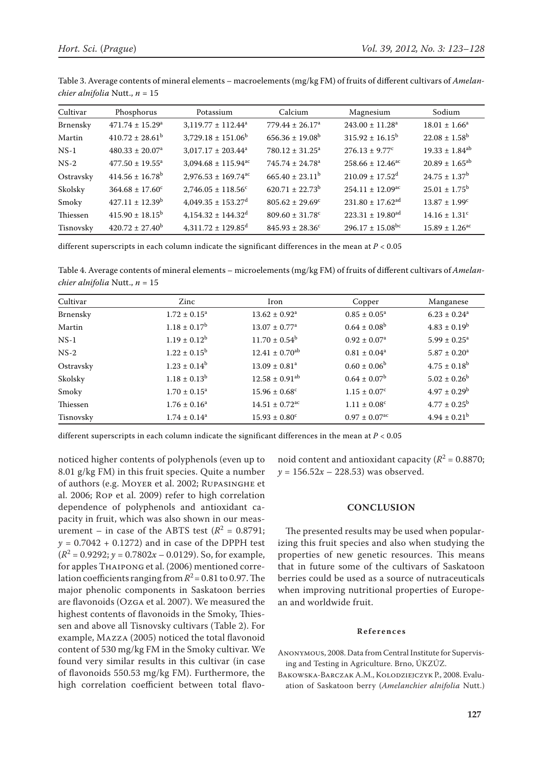Table 3. Average contents of mineral elements – macroelements (mg/kg FM) of fruits of different cultivars of *Amelanchier alnifolia* Nutt., $n = 15$

| Cultivar | Phosphorus | Potassium | Calcium | Magnesium | Sodium |
|---|---|---|---|---|---|
| Brnensky | $471.74 \pm 15.29^{a}$ | $3,119.77 \pm 112.44^{a}$ | $779.44 \pm 26.17^{a}$ | $243.00 \pm 11.28^{a}$ | $18.01 \pm 1.66^{a}$ |
| Martin | $410.72 \pm 28.61^{b}$ | $3,729.18 \pm 151.06^{b}$ | $656.36 \pm 19.08^{b}$ | $315.92 \pm 16.15^{b}$ | $22.08 \pm 1.58^{b}$ |
| NS-1 | $480.33 \pm 20.07^{a}$ | $3,017.17 \pm 203.44^{a}$ | $780.12 \pm 31.25^{a}$ | $276.13 \pm 9.77^{c}$ | $19.33 \pm 1.84^{ab}$ |
| NS-2 | $477.50 \pm 19.55^{a}$ | $3,094.68 \pm 115.94^{ac}$ | $745.74 \pm 24.78^{a}$ | $258.66 \pm 12.46^{ac}$ | $20.89 \pm 1.65^{ab}$ |
| Ostravsky | $414.56 \pm 16.78^{b}$ | $2,976.53 \pm 169.74^{ac}$ | $665.40 \pm 23.11^{b}$ | $210.09 \pm 17.52^{d}$ | $24.75 \pm 1.37^{b}$ |
| Skolsky | $364.68 \pm 17.60^{c}$ | $2,746.05 \pm 118.56^{c}$ | $620.71 \pm 22.73^{b}$ | $254.11 \pm 12.09^{ac}$ | $25.01 \pm 1.75^{b}$ |
| Smoky | $427.11 \pm 12.39^{b}$ | $4,049.35 \pm 153.27^{d}$ | $805.62 \pm 29.69^{c}$ | $231.80 \pm 17.62^{ad}$ | $13.87 \pm 1.99^{c}$ |
| Thiessen | $415.90 \pm 18.15^{b}$ | $4,154.32 \pm 144.32^{d}$ | $809.60 \pm 31.78^{c}$ | $223.31 \pm 19.80^{ad}$ | $14.16 \pm 1.31^{c}$ |
| Tisnovsky | $420.72 \pm 27.40^{b}$ | $4,311.72 \pm 129.85^{d}$ | $845.93 \pm 28.36^{c}$ | $296.17 \pm 15.08^{bc}$ | $15.89 \pm 1.26^{ac}$ |

different superscripts in each column indicate the significant differences in the mean at $P < 0.05$

Table 4. Average contents of mineral elements – microelements (mg/kg FM) of fruits of different cultivars of *Amelanchier alnifolia* Nutt., $n = 15$

| Cultivar | Zinc | Iron | Copper | Manganese |
|---|---|---|---|---|
| Brnensky | $1.72 \pm 0.15^{a}$ | $13.62 \pm 0.92^{a}$ | $0.85 \pm 0.05^{a}$ | $6.23 \pm 0.24^{a}$ |
| Martin | $1.18 \pm 0.17^{b}$ | $13.07 \pm 0.77^{a}$ | $0.64 \pm 0.08^{b}$ | $4.83 \pm 0.19^{b}$ |
| NS-1 | $1.19 \pm 0.12^{b}$ | $11.70 \pm 0.54^{b}$ | $0.92 \pm 0.07^{a}$ | $5.99 \pm 0.25^{a}$ |
| NS-2 | $1.22 \pm 0.15^{b}$ | $12.41 \pm 0.70^{ab}$ | $0.81 \pm 0.04^{a}$ | $5.87 \pm 0.20^{a}$ |
| Ostravsky | $1.23 \pm 0.14^{b}$ | $13.09 \pm 0.81^{a}$ | $0.60 \pm 0.06^{b}$ | $4.75 \pm 0.18^{b}$ |
| Skolsky | $1.18 \pm 0.13^{b}$ | $12.58 \pm 0.91^{ab}$ | $0.64 \pm 0.07^{b}$ | $5.02 \pm 0.26^{b}$ |
| Smoky | $1.70 \pm 0.15^{a}$ | $15.96 \pm 0.68^{c}$ | $1.15 \pm 0.07^{c}$ | $4.97 \pm 0.29^{b}$ |
| Thiessen | $1.76 \pm 0.16^{a}$ | $14.51 \pm 0.72^{ac}$ | $1.11 \pm 0.08^{c}$ | $4.77 \pm 0.25^{b}$ |
| Tisnovsky | $1.74 \pm 0.14^{a}$ | $15.93 \pm 0.80^{c}$ | $0.97 \pm 0.07^{ac}$ | $4.94 \pm 0.21^{b}$ |

different superscripts in each column indicate the significant differences in the mean at $P < 0.05$

noticed higher contents of polyphenols (even up to 8.01 g/kg FM) in this fruit species. Quite a number of authors (e.g. Moyer et al. 2002; Rupasinghe et al. 2006; Rop et al. 2009) refer to high correlation dependence of polyphenols and antioxidant capacity in fruit, which was also shown in our measurement – in case of the ABTS test ($R^2 = 0.8791$; $y = 0.7042 + 0.1272$) and in case of the DPPH test ($R^2 = 0.9292$; $y = 0.7802x - 0.0129$). So, for example, for apples Thaipong et al. (2006) mentioned correlation coefficients ranging from $R^2 = 0.81$ to 0.97. The major phenolic components in Saskatoon berries are flavonoids (Ozga et al. 2007). We measured the highest contents of flavonoids in the Smoky, Thiessen and above all Tisnovsky cultivars (Table 2). For example, Mazza (2005) noticed the total flavonoid content of 530 mg/kg FM in the Smoky cultivar. We found very similar results in this cultivar (in case of flavonoids 550.53 mg/kg FM). Furthermore, the high correlation coefficient between total flavonoid content and antioxidant capacity ($R^2 = 0.8870$; $y = 156.52x - 228.53$) was observed.

## CONCLUSION

The presented results may be used when popularizing this fruit species and also when studying the properties of new genetic resources. This means that in future some of the cultivars of Saskatoon berries could be used as a source of nutraceuticals when improving nutritional properties of European and worldwide fruit.

### References

Anonymous, 2008. Data from Central Institute for Supervising and Testing in Agriculture. Brno, ÚKZÚZ.

Bakowska-Barczak A.M., Kolodziejczyk P., 2008. Evaluation of Saskatoon berry (*Amelanchier alnifolia* Nutt.)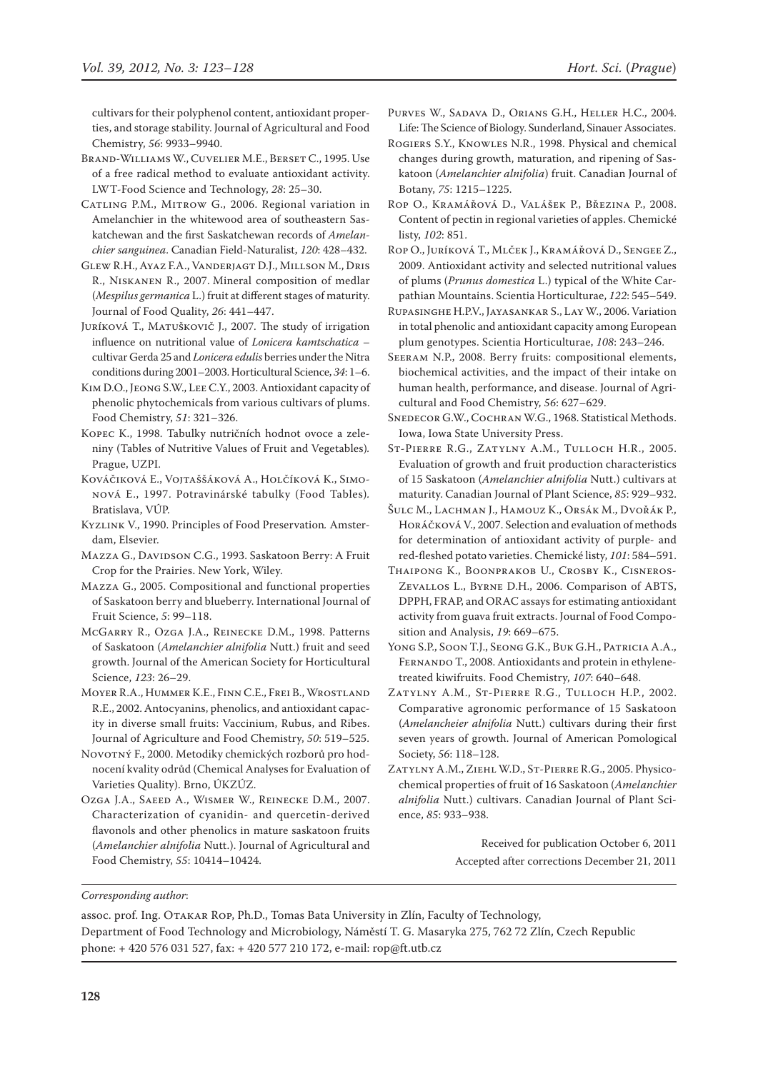cultivars for their polyphenol content, antioxidant properties, and storage stability. Journal of Agricultural and Food Chemistry, *56*: 9933–9940.

Brand-Williams W., Cuvelier M.E., Berset C., 1995. Use of a free radical method to evaluate antioxidant activity. LWT-Food Science and Technology, *28*: 25–30.

Catling P.M., Mitrow G., 2006. Regional variation in Amelanchier in the whitewood area of southeastern Saskatchewan and the first Saskatchewan records of *Amelanchier sanguinea*. Canadian Field-Naturalist, *120*: 428–432.

Glew R.H., Ayaz F.A., Vanderjagt D.J., Millson M., Dris R., Niskanen R., 2007. Mineral composition of medlar (*Mespilus germanica* L.) fruit at different stages of maturity. Journal of Food Quality, *26*: 441–447.

Juríková T., Matuškovič J., 2007. The study of irrigation influence on nutritional value of *Lonicera kamtschatica* – cultivar Gerda 25 and *Lonicera edulis* berries under the Nitra conditions during 2001–2003. Horticultural Science, *34*: 1–6.

Kim D.O., Jeong S.W., Lee C.Y., 2003. Antioxidant capacity of phenolic phytochemicals from various cultivars of plums. Food Chemistry, *51*: 321–326.

Kopec K., 1998. Tabulky nutričních hodnot ovoce a zeleniny (Tables of Nutritive Values of Fruit and Vegetables). Prague, UZPI.

Kováčiková E., Vojtaššáková A., Holčíková K., Simonová E., 1997. Potravinárske tabulky (Food Tables). Bratislava, VÚP.

Kyzlink V., 1990. Principles of Food Preservation. Amsterdam, Elsevier.

Mazza G., Davidson C.G., 1993. Saskatoon Berry: A Fruit Crop for the Prairies. New York, Wiley.

Mazza G., 2005. Compositional and functional properties of Saskatoon berry and blueberry. International Journal of Fruit Science, *5*: 99–118.

McGarry R., Ozga J.A., Reinecke D.M., 1998. Patterns of Saskatoon (*Amelanchier alnifolia* Nutt.) fruit and seed growth. Journal of the American Society for Horticultural Science, *123*: 26–29.

Moyer R.A., Hummer K.E., Finn C.E., Frei B., Wrostland R.E., 2002. Antocyanins, phenolics, and antioxidant capacity in diverse small fruits: Vaccinium, Rubus, and Ribes. Journal of Agriculture and Food Chemistry, *50*: 519–525.

Novotný F., 2000. Metodiky chemických rozborů pro hodnocení kvality odrůd (Chemical Analyses for Evaluation of Varieties Quality). Brno, ÚKZÚZ.

Ozga J.A., Saeed A., Wismer W., Reinecke D.M., 2007. Characterization of cyanidin- and quercetin-derived flavonols and other phenolics in mature saskatoon fruits (*Amelanchier alnifolia* Nutt.). Journal of Agricultural and Food Chemistry, *55*: 10414–10424.

Purves W., Sadava D., Orians G.H., Heller H.C., 2004. Life: The Science of Biology. Sunderland, Sinauer Associates.

Rogiers S.Y., Knowles N.R., 1998. Physical and chemical changes during growth, maturation, and ripening of Saskatoon (*Amelanchier alnifolia*) fruit. Canadian Journal of Botany, *75*: 1215–1225.

Rop O., Kramářová D., Valášek P., Březina P., 2008. Content of pectin in regional varieties of apples. Chemické listy, *102*: 851.

Rop O., Juríková T., Mlček J., Kramářová D., Sengee Z., 2009. Antioxidant activity and selected nutritional values of plums (*Prunus domestica* L.) typical of the White Carpathian Mountains. Scientia Horticulturae, *122*: 545–549.

Rupasinghe H.P.V., Jayasankar S., Lay W., 2006. Variation in total phenolic and antioxidant capacity among European plum genotypes. Scientia Horticulturae, *108*: 243–246.

Seeram N.P., 2008. Berry fruits: compositional elements, biochemical activities, and the impact of their intake on human health, performance, and disease. Journal of Agricultural and Food Chemistry, *56*: 627–629.

Snedecor G.W., Cochran W.G., 1968. Statistical Methods. Iowa, Iowa State University Press.

St-Pierre R.G., Zatylny A.M., Tulloch H.R., 2005. Evaluation of growth and fruit production characteristics of 15 Saskatoon (*Amelanchier alnifolia* Nutt.) cultivars at maturity. Canadian Journal of Plant Science, *85*: 929–932.

Šulc M., Lachman J., Hamouz K., Orsák M., Dvořák P., Horáčková V., 2007. Selection and evaluation of methods for determination of antioxidant activity of purple- and red-fleshed potato varieties. Chemické listy, *101*: 584–591.

Thaipong K., Boonprakob U., Crosby K., Cisneros-Zevallos L., Byrne D.H., 2006. Comparison of ABTS, DPPH, FRAP, and ORAC assays for estimating antioxidant activity from guava fruit extracts. Journal of Food Composition and Analysis, *19*: 669–675.

Yong S.P., Soon T.J., Seong G.K., Buk G.H., Patricia A.A., Fernando T., 2008. Antioxidants and protein in ethylene-treated kiwifruits. Food Chemistry, *107*: 640–648.

Zatylny A.M., St-Pierre R.G., Tulloch H.P., 2002. Comparative agronomic performance of 15 Saskatoon (*Amelancheier alnifolia* Nutt.) cultivars during their first seven years of growth. Journal of American Pomological Society, *56*: 118–128.

Zatylny A.M., Ziehl W.D., St-Pierre R.G., 2005. Physicochemical properties of fruit of 16 Saskatoon (*Amelanchier alnifolia* Nutt.) cultivars. Canadian Journal of Plant Science, *85*: 933–938.

Received for publication October 6, 2011
Accepted after corrections December 21, 2011

*Corresponding author*:

assoc. prof. Ing. Otakar Rop, Ph.D., Tomas Bata University in Zlín, Faculty of Technology, Department of Food Technology and Microbiology, Náměstí T. G. Masaryka 275, 762 72 Zlín, Czech Republic
phone: + 420 576 031 527, fax: + 420 577 210 172, e-mail: rop@ft.utb.cz